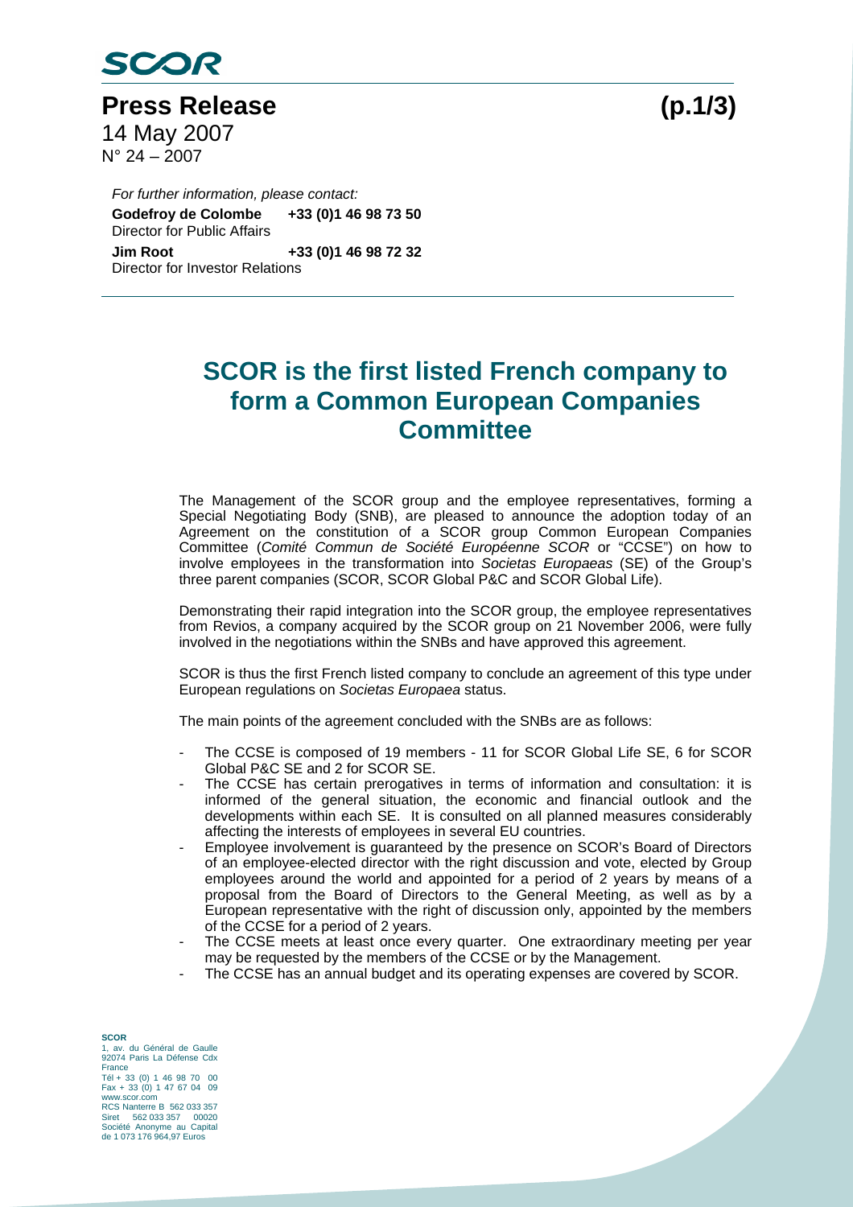SCOR

# Press Release

14 May 2007
N° 24 – 2007

*For further information, please contact:*
**Godefroy de Colombe** **+33 (0)1 46 98 73 50**
Director for Public Affairs
**Jim Root** **+33 (0)1 46 98 72 32**
Director for Investor Relations

## SCOR is the first listed French company to form a Common European Companies Committee

The Management of the SCOR group and the employee representatives, forming a Special Negotiating Body (SNB), are pleased to announce the adoption today of an Agreement on the constitution of a SCOR group Common European Companies Committee (*Comité Commun de Société Européenne SCOR* or "CCSE") on how to involve employees in the transformation into *Societas Europaeas* (SE) of the Group's three parent companies (SCOR, SCOR Global P&C and SCOR Global Life).

Demonstrating their rapid integration into the SCOR group, the employee representatives from Revios, a company acquired by the SCOR group on 21 November 2006, were fully involved in the negotiations within the SNBs and have approved this agreement.

SCOR is thus the first French listed company to conclude an agreement of this type under European regulations on *Societas Europaea* status.

The main points of the agreement concluded with the SNBs are as follows:

- The CCSE is composed of 19 members - 11 for SCOR Global Life SE, 6 for SCOR Global P&C SE and 2 for SCOR SE.
- The CCSE has certain prerogatives in terms of information and consultation: it is informed of the general situation, the economic and financial outlook and the developments within each SE. It is consulted on all planned measures considerably affecting the interests of employees in several EU countries.
- Employee involvement is guaranteed by the presence on SCOR's Board of Directors of an employee-elected director with the right discussion and vote, elected by Group employees around the world and appointed for a period of 2 years by means of a proposal from the Board of Directors to the General Meeting, as well as by a European representative with the right of discussion only, appointed by the members of the CCSE for a period of 2 years.
- The CCSE meets at least once every quarter. One extraordinary meeting per year may be requested by the members of the CCSE or by the Management.
- The CCSE has an annual budget and its operating expenses are covered by SCOR.

**SCOR**
1, av. du Général de Gaulle
92074 Paris La Défense Cdx
France
Tél + 33 (0) 1 46 98 70 00
Fax + 33 (0) 1 47 67 04 09
www.scor.com
RCS Nanterre B 562 033 357
Siret 562 033 357 00020
Société Anonyme au Capital
de 1 073 176 964,97 Euros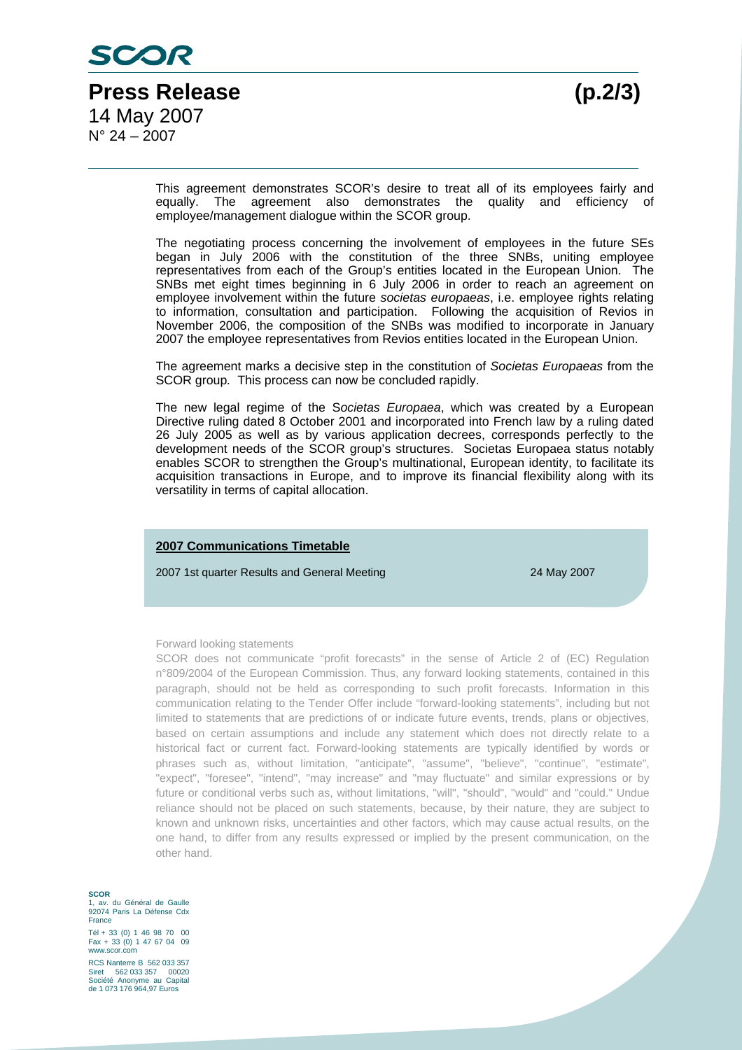This agreement demonstrates SCOR's desire to treat all of its employees fairly and equally. The agreement also demonstrates the quality and efficiency of employee/management dialogue within the SCOR group.

The negotiating process concerning the involvement of employees in the future SEs began in July 2006 with the constitution of the three SNBs, uniting employee representatives from each of the Group's entities located in the European Union. The SNBs met eight times beginning in 6 July 2006 in order to reach an agreement on employee involvement within the future *societas europaeas*, i.e. employee rights relating to information, consultation and participation. Following the acquisition of Revios in November 2006, the composition of the SNBs was modified to incorporate in January 2007 the employee representatives from Revios entities located in the European Union.

The agreement marks a decisive step in the constitution of *Societas Europaeas* from the SCOR group*.* This process can now be concluded rapidly.

The new legal regime of the S*ocietas Europaea*, which was created by a European Directive ruling dated 8 October 2001 and incorporated into French law by a ruling dated 26 July 2005 as well as by various application decrees, corresponds perfectly to the development needs of the SCOR group's structures. Societas Europaea status notably enables SCOR to strengthen the Group's multinational, European identity, to facilitate its acquisition transactions in Europe, and to improve its financial flexibility along with its versatility in terms of capital allocation.

**2007 Communications Timetable**

| | |
|---|---|
| 2007 1st quarter Results and General Meeting | 24 May 2007 |

Forward looking statements

SCOR does not communicate "profit forecasts" in the sense of Article 2 of (EC) Regulation n°809/2004 of the European Commission. Thus, any forward looking statements, contained in this paragraph, should not be held as corresponding to such profit forecasts. Information in this communication relating to the Tender Offer include "forward-looking statements", including but not limited to statements that are predictions of or indicate future events, trends, plans or objectives, based on certain assumptions and include any statement which does not directly relate to a historical fact or current fact. Forward-looking statements are typically identified by words or phrases such as, without limitation, "anticipate", "assume", "believe", "continue", "estimate", "expect", "foresee", "intend", "may increase" and "may fluctuate" and similar expressions or by future or conditional verbs such as, without limitations, "will", "should", "would" and "could." Undue reliance should not be placed on such statements, because, by their nature, they are subject to known and unknown risks, uncertainties and other factors, which may cause actual results, on the one hand, to differ from any results expressed or implied by the present communication, on the other hand.

**SCOR**
1, av. du Général de Gaulle
92074 Paris La Défense Cdx
France

Tél + 33 (0) 1 46 98 70 00
Fax + 33 (0) 1 47 67 04 09
www.scor.com

RCS Nanterre B 562 033 357
Siret 562 033 357 00020
Société Anonyme au Capital
de 1 073 176 964,97 Euros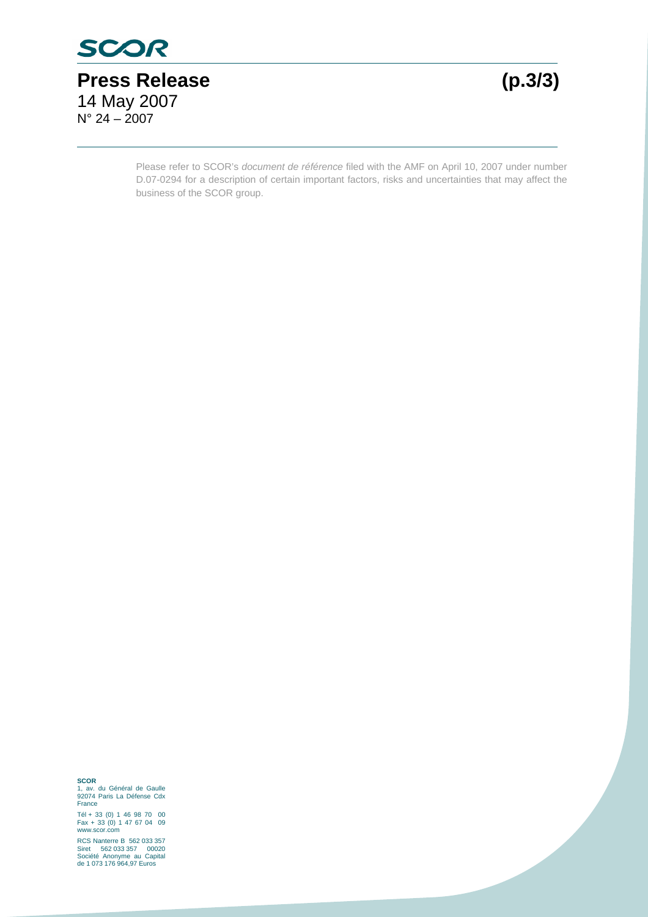Please refer to SCOR's *document de référence* filed with the AMF on April 10, 2007 under number D.07-0294 for a description of certain important factors, risks and uncertainties that may affect the business of the SCOR group.

**SCOR**
1, av. du Général de Gaulle
92074 Paris La Défense Cdx
France

Tél + 33 (0) 1 46 98 70 00
Fax + 33 (0) 1 47 67 04 09
www.scor.com

RCS Nanterre B 562 033 357
Siret 562 033 357 00020
Société Anonyme au Capital
de 1 073 176 964,97 Euros